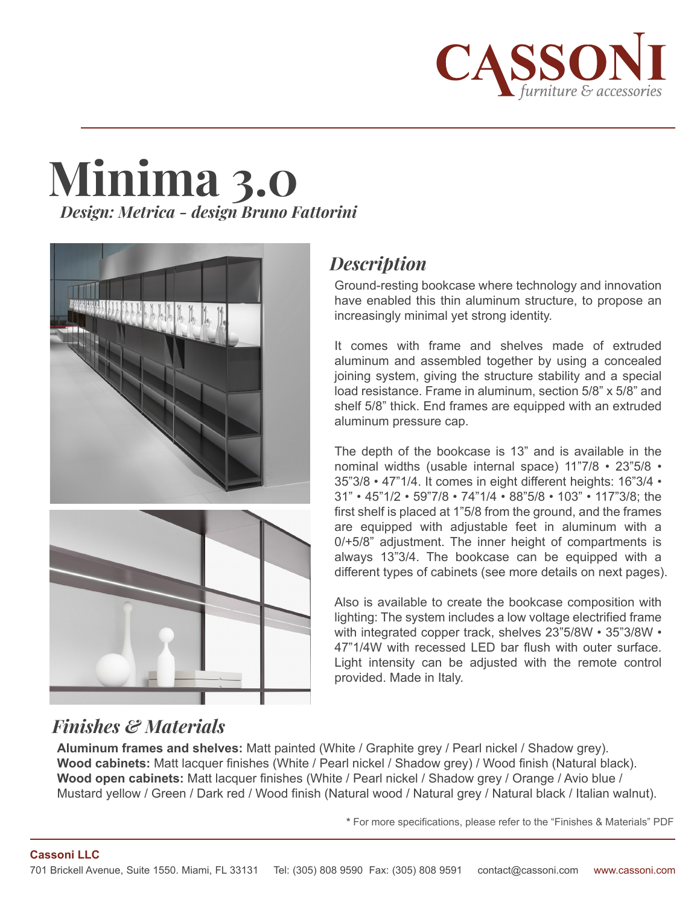# Minima 3.0

*Design: Metrica - design Bruno Fattorini*

## *Description*

Ground-resting bookcase where technology and innovation have enabled this thin aluminum structure, to propose an increasingly minimal yet strong identity.

It comes with frame and shelves made of extruded aluminum and assembled together by using a concealed joining system, giving the structure stability and a special load resistance. Frame in aluminum, section 5/8" x 5/8" and shelf 5/8" thick. End frames are equipped with an extruded aluminum pressure cap.

The depth of the bookcase is 13" and is available in the nominal widths (usable internal space) 11"7/8 • 23"5/8 • 35"3/8 • 47"1/4. It comes in eight different heights: 16"3/4 • 31" • 45"1/2 • 59"7/8 • 74"1/4 • 88"5/8 • 103" • 117"3/8; the first shelf is placed at 1"5/8 from the ground, and the frames are equipped with adjustable feet in aluminum with a 0/+5/8" adjustment. The inner height of compartments is always 13"3/4. The bookcase can be equipped with a different types of cabinets (see more details on next pages).

Also is available to create the bookcase composition with lighting: The system includes a low voltage electrified frame with integrated copper track, shelves 23"5/8W • 35"3/8W • 47"1/4W with recessed LED bar flush with outer surface. Light intensity can be adjusted with the remote control provided. Made in Italy.

## *Finishes & Materials*

**Aluminum frames and shelves:** Matt painted (White / Graphite grey / Pearl nickel / Shadow grey).
**Wood cabinets:** Matt lacquer finishes (White / Pearl nickel / Shadow grey) / Wood finish (Natural black).
**Wood open cabinets:** Matt lacquer finishes (White / Pearl nickel / Shadow grey / Orange / Avio blue / Mustard yellow / Green / Dark red / Wood finish (Natural wood / Natural grey / Natural black / Italian walnut).

* For more specifications, please refer to the "Finishes & Materials" PDF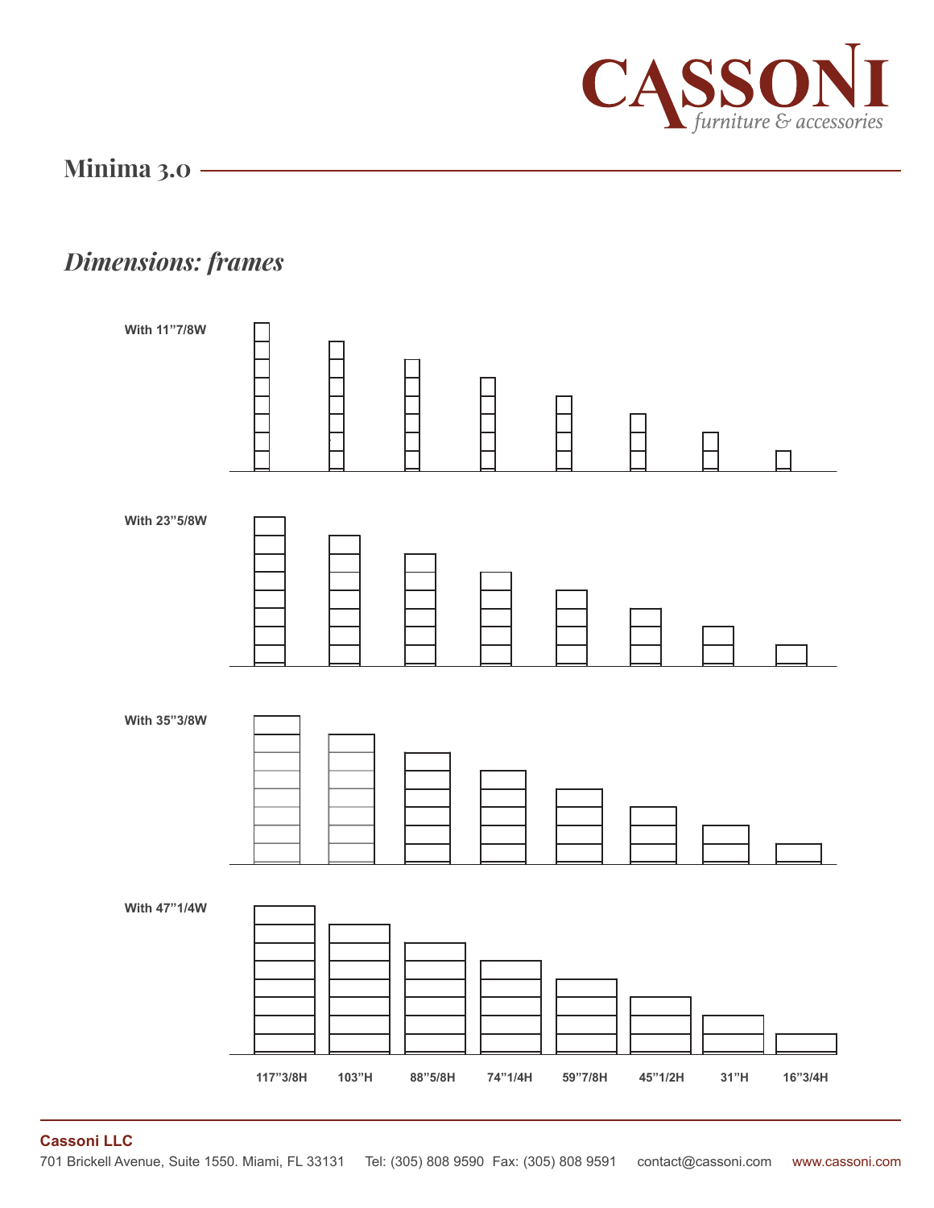# Minima 3.0

## *Dimensions: frames*

With 11"7/8W

With 23"5/8W

With 35"3/8W

With 47"1/4W

117"3/8H 103"H 88"5/8H 74"1/4H 59"7/8H 45"1/2H 31"H 16"3/4H

**Cassoni LLC**
701 Brickell Avenue, Suite 1550. Miami, FL 33131 Tel: (305) 808 9590 Fax: (305) 808 9591 contact@cassoni.com www.cassoni.com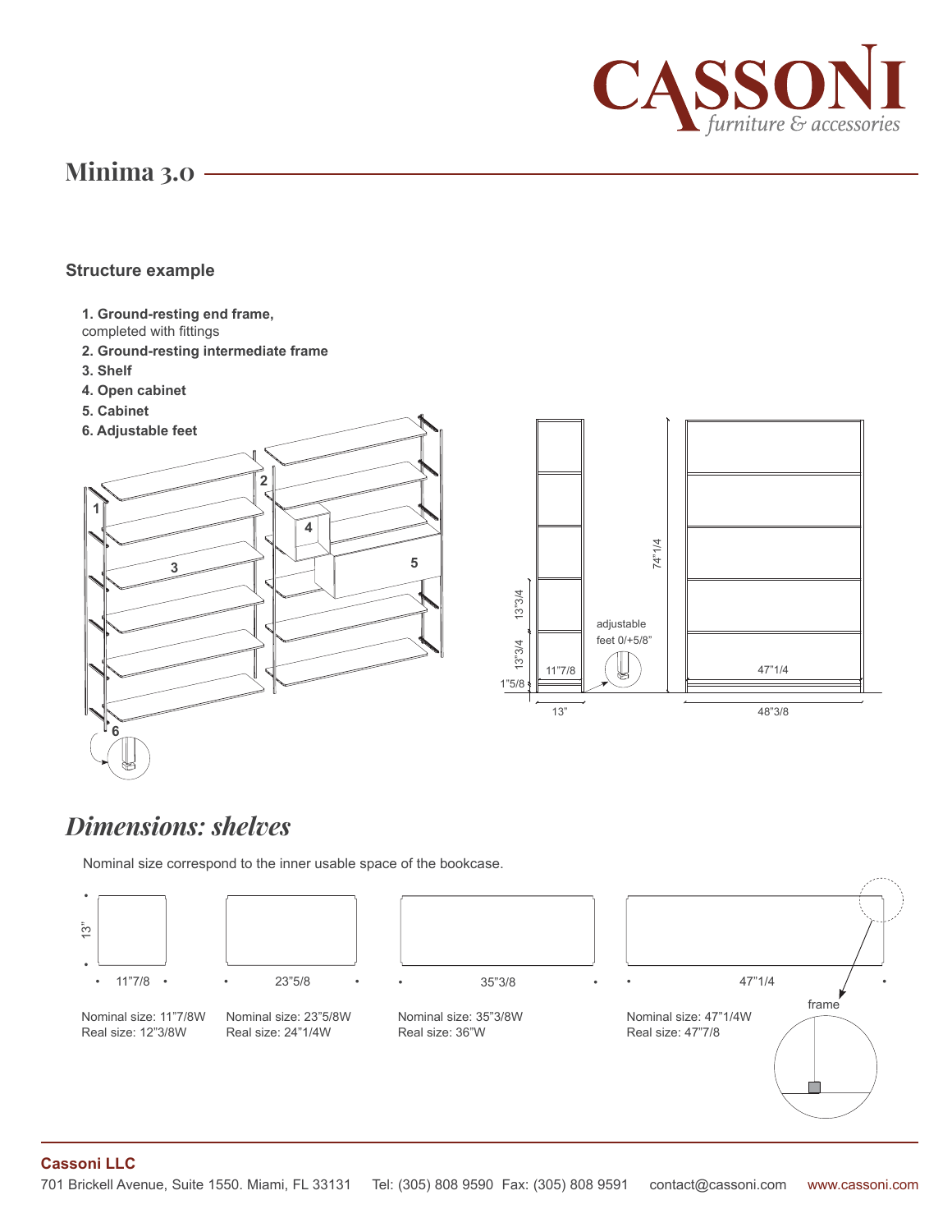## Minima 3.0

### Structure example

1. **Ground-resting end frame,** completed with fittings
2. **Ground-resting intermediate frame**
3. **Shelf**
4. **Open cabinet**
5. **Cabinet**
6. **Adjustable feet**

13"3/4
13"3/4
1"5/8
11"7/8
13"
adjustable feet 0/+5/8"
74"1/4
47"1/4
48"3/8

## *Dimensions: shelves*

Nominal size correspond to the inner usable space of the bookcase.

13"

| 11"7/8 | 23"5/8 | 35"3/8 | 47"1/4 |
|---|---|---|---|
| Nominal size: 11"7/8W<br>Real size: 12"3/8W | Nominal size: 23"5/8W<br>Real size: 24"1/4W | Nominal size: 35"3/8W<br>Real size: 36"W | Nominal size: 47"1/4W<br>Real size: 47"7/8 |

frame

**Cassoni LLC**
701 Brickell Avenue, Suite 1550. Miami, FL 33131 Tel: (305) 808 9590 Fax: (305) 808 9591 contact@cassoni.com www.cassoni.com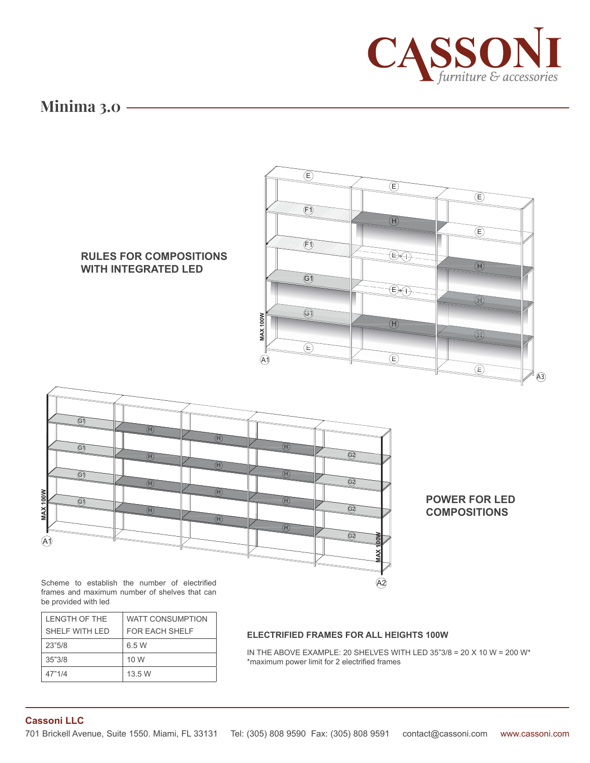## Minima 3.0

**RULES FOR COMPOSITIONS WITH INTEGRATED LED**

**POWER FOR LED COMPOSITIONS**

Scheme to establish the number of electrified frames and maximum number of shelves that can be provided with led

| LENGTH OF THE SHELF WITH LED | WATT CONSUMPTION FOR EACH SHELF |
| --- | --- |
| 23"5/8 | 6.5 W |
| 35"3/8 | 10 W |
| 47"1/4 | 13.5 W |

**ELECTRIFIED FRAMES FOR ALL HEIGHTS 100W**

IN THE ABOVE EXAMPLE: 20 SHELVES WITH LED 35"3/8 = 20 X 10 W = 200 W*
*maximum power limit for 2 electrified frames

**Cassoni LLC**
701 Brickell Avenue, Suite 1550. Miami, FL 33131 Tel: (305) 808 9590 Fax: (305) 808 9591 contact@cassoni.com www.cassoni.com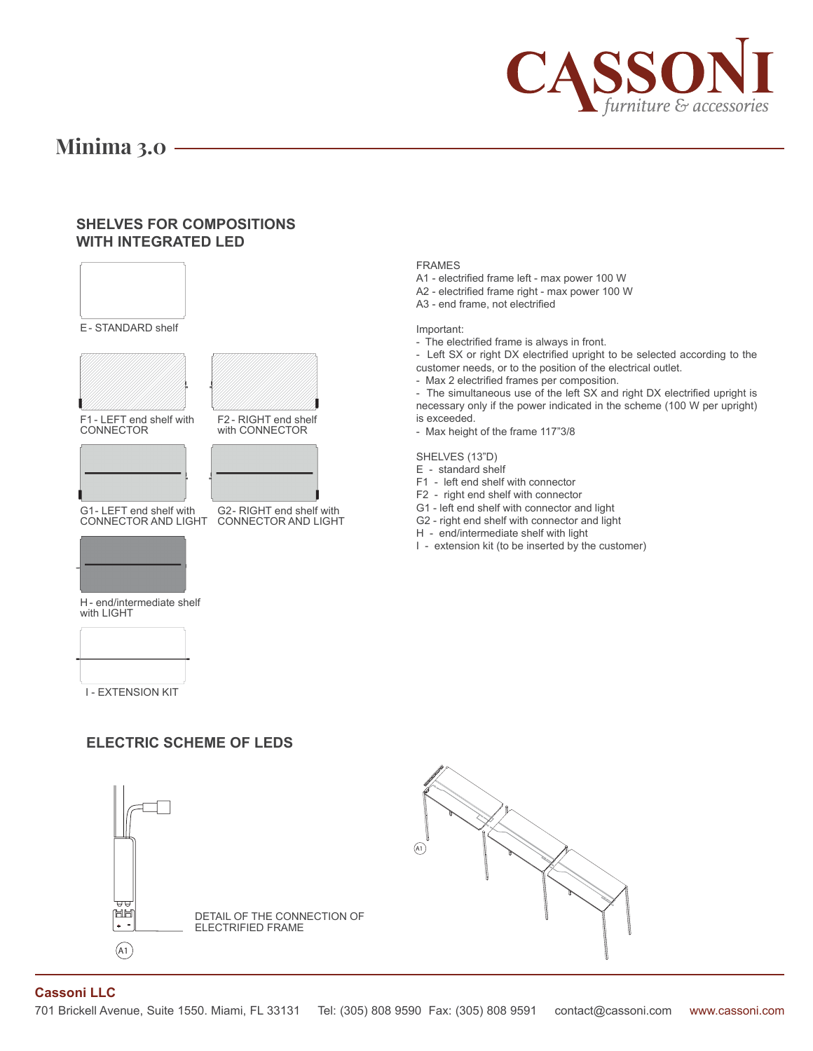# Minima 3.0

## SHELVES FOR COMPOSITIONS WITH INTEGRATED LED

E - STANDARD shelf

F1 - LEFT end shelf with CONNECTOR

F2 - RIGHT end shelf with CONNECTOR

G1 - LEFT end shelf with CONNECTOR AND LIGHT

G2 - RIGHT end shelf with CONNECTOR AND LIGHT

H - end/intermediate shelf with LIGHT

I - EXTENSION KIT

FRAMES
A1 - electrified frame left - max power 100 W
A2 - electrified frame right - max power 100 W
A3 - end frame, not electrified

Important:
- The electrified frame is always in front.
- Left SX or right DX electrified upright to be selected according to the customer needs, or to the position of the electrical outlet.
- Max 2 electrified frames per composition.
- The simultaneous use of the left SX and right DX electrified upright is necessary only if the power indicated in the scheme (100 W per upright) is exceeded.
- Max height of the frame 117"3/8

SHELVES (13"D)
E - standard shelf
F1 - left end shelf with connector
F2 - right end shelf with connector
G1 - left end shelf with connector and light
G2 - right end shelf with connector and light
H - end/intermediate shelf with light
I - extension kit (to be inserted by the customer)

## ELECTRIC SCHEME OF LEDS

DETAIL OF THE CONNECTION OF ELECTRIFIED FRAME

A1

A1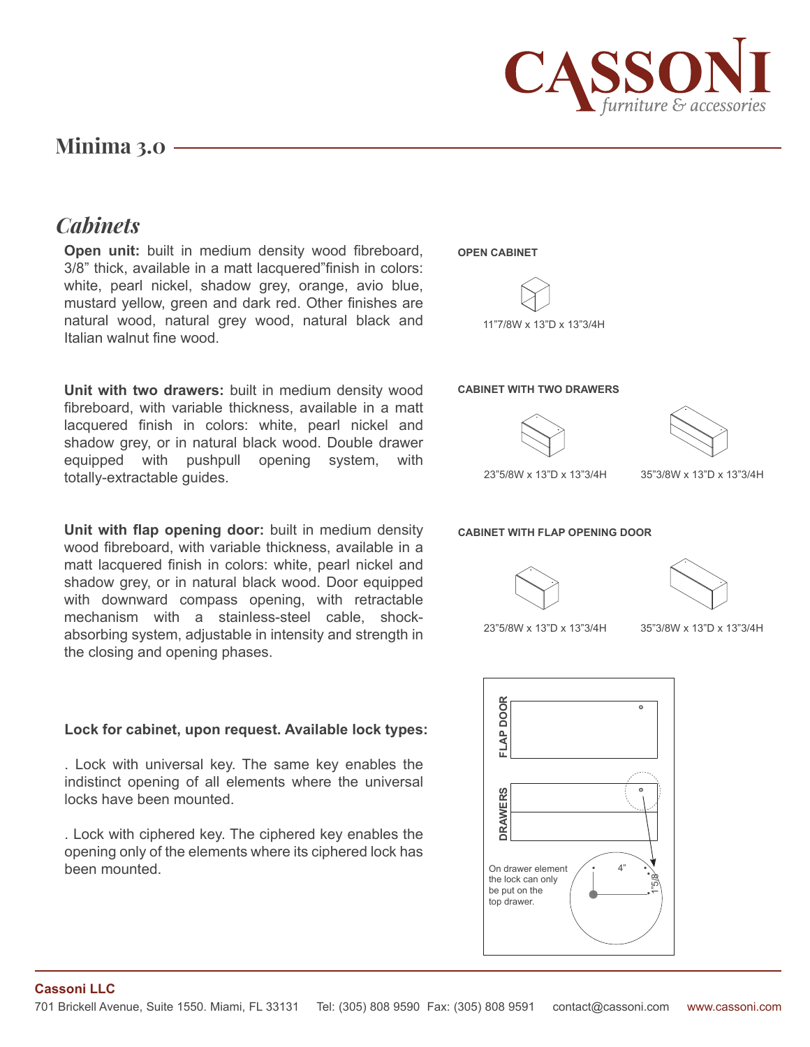# Minima 3.0

## *Cabinets*

**Open unit:** built in medium density wood fibreboard, 3/8” thick, available in a matt lacquered”finish in colors: white, pearl nickel, shadow grey, orange, avio blue, mustard yellow, green and dark red. Other finishes are natural wood, natural grey wood, natural black and Italian walnut fine wood.

**OPEN CABINET**

11”7/8W x 13”D x 13”3/4H

**Unit with two drawers:** built in medium density wood fibreboard, with variable thickness, available in a matt lacquered finish in colors: white, pearl nickel and shadow grey, or in natural black wood. Double drawer equipped with pushpull opening system, with totally-extractable guides.

**CABINET WITH TWO DRAWERS**

23”5/8W x 13”D x 13”3/4H

35”3/8W x 13”D x 13”3/4H

**Unit with flap opening door:** built in medium density wood fibreboard, with variable thickness, available in a matt lacquered finish in colors: white, pearl nickel and shadow grey, or in natural black wood. Door equipped with downward compass opening, with retractable mechanism with a stainless-steel cable, shock-absorbing system, adjustable in intensity and strength in the closing and opening phases.

**CABINET WITH FLAP OPENING DOOR**

23”5/8W x 13”D x 13”3/4H

35”3/8W x 13”D x 13”3/4H

**Lock for cabinet, upon request. Available lock types:**

. Lock with universal key. The same key enables the indistinct opening of all elements where the universal locks have been mounted.

. Lock with ciphered key. The ciphered key enables the opening only of the elements where its ciphered lock has been mounted.

FLAP DOOR

DRAWERS

On drawer element the lock can only be put on the top drawer.

4”

1”5/8

**Cassoni LLC**

701 Brickell Avenue, Suite 1550. Miami, FL 33131 Tel: (305) 808 9590 Fax: (305) 808 9591 contact@cassoni.com www.cassoni.com